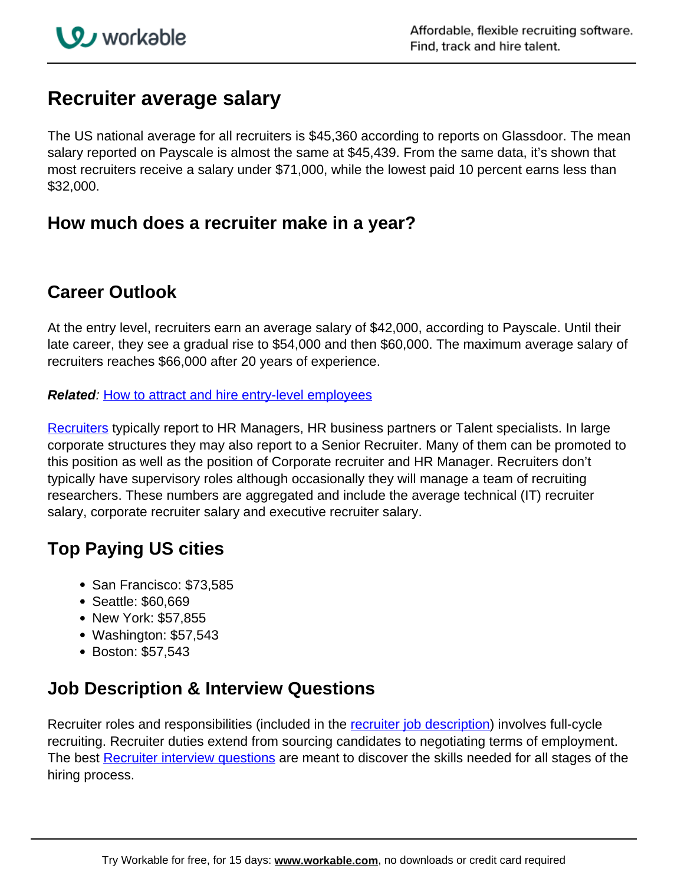# Recruiter average salary

The US national average for all recruiters is $45,360 according to reports on Glassdoor. The mean salary reported on Payscale is almost the same at $45,439. From the same data, it's shown that most recruiters receive a salary under $71,000, while the lowest paid 10 percent earns less than $32,000.

## How much does a recruiter make in a year?

## Career Outlook

At the entry level, recruiters earn an average salary of $42,000, according to Payscale. Until their late career, they see a gradual rise to $54,000 and then $60,000. The maximum average salary of recruiters reaches $66,000 after 20 years of experience.

***Related**: [How to attract and hire entry-level employees]()*

[Recruiters]() typically report to HR Managers, HR business partners or Talent specialists. In large corporate structures they may also report to a Senior Recruiter. Many of them can be promoted to this position as well as the position of Corporate recruiter and HR Manager. Recruiters don't typically have supervisory roles although occasionally they will manage a team of recruiting researchers. These numbers are aggregated and include the average technical (IT) recruiter salary, corporate recruiter salary and executive recruiter salary.

## Top Paying US cities

- San Francisco: $73,585
- Seattle: $60,669
- New York: $57,855
- Washington: $57,543
- Boston: $57,543

## Job Description & Interview Questions

Recruiter roles and responsibilities (included in the [recruiter job description]()) involves full-cycle recruiting. Recruiter duties extend from sourcing candidates to negotiating terms of employment. The best [Recruiter interview questions]() are meant to discover the skills needed for all stages of the hiring process.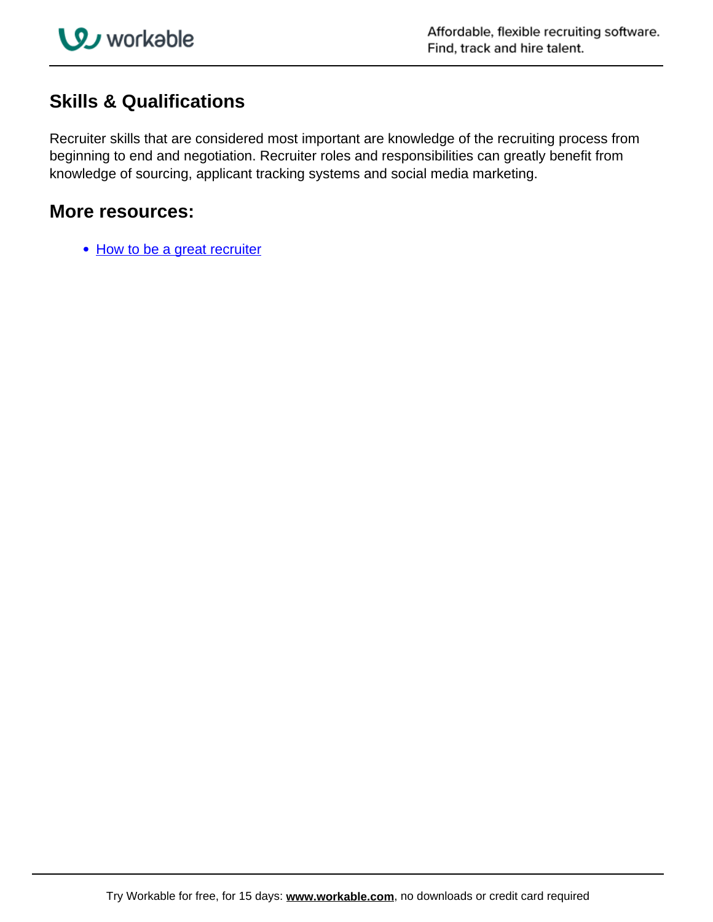## Skills & Qualifications

Recruiter skills that are considered most important are knowledge of the recruiting process from beginning to end and negotiation. Recruiter roles and responsibilities can greatly benefit from knowledge of sourcing, applicant tracking systems and social media marketing.

## More resources:

- How to be a great recruiter